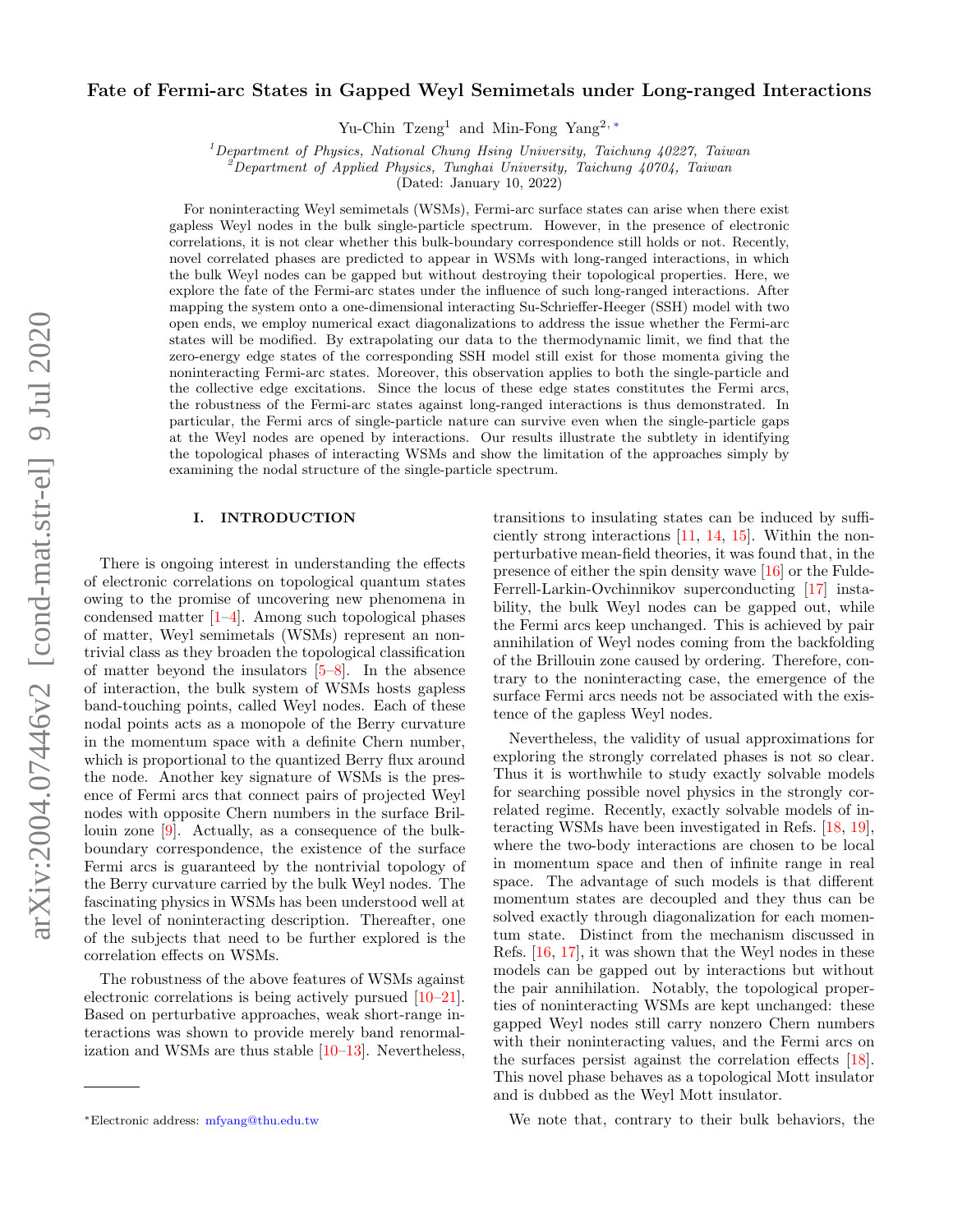# Fate of Fermi-arc States in Gapped Weyl Semimetals under Long-ranged Interactions

Yu-Chin Tzeng[1] and Min-Fong Yang[2,*]

[1] *Department of Physics, National Chung Hsing University, Taichung 40227, Taiwan*
[2] *Department of Applied Physics, Tunghai University, Taichung 40704, Taiwan*

(Dated: January 10, 2022)

For noninteracting Weyl semimetals (WSMs), Fermi-arc surface states can arise when there exist gapless Weyl nodes in the bulk single-particle spectrum. However, in the presence of electronic correlations, it is not clear whether this bulk-boundary correspondence still holds or not. Recently, novel correlated phases are predicted to appear in WSMs with long-ranged interactions, in which the bulk Weyl nodes can be gapped but without destroying their topological properties. Here, we explore the fate of the Fermi-arc states under the influence of such long-ranged interactions. After mapping the system onto a one-dimensional interacting Su-Schrieffer-Heeger (SSH) model with two open ends, we employ numerical exact diagonalizations to address the issue whether the Fermi-arc states will be modified. By extrapolating our data to the thermodynamic limit, we find that the zero-energy edge states of the corresponding SSH model still exist for those momenta giving the noninteracting Fermi-arc states. Moreover, this observation applies to both the single-particle and the collective edge excitations. Since the locus of these edge states constitutes the Fermi arcs, the robustness of the Fermi-arc states against long-ranged interactions is thus demonstrated. In particular, the Fermi arcs of single-particle nature can survive even when the single-particle gaps at the Weyl nodes are opened by interactions. Our results illustrate the subtlety in identifying the topological phases of interacting WSMs and show the limitation of the approaches simply by examining the nodal structure of the single-particle spectrum.

## I. INTRODUCTION

There is ongoing interest in understanding the effects of electronic correlations on topological quantum states owing to the promise of uncovering new phenomena in condensed matter [1–4]. Among such topological phases of matter, Weyl semimetals (WSMs) represent an nontrivial class as they broaden the topological classification of matter beyond the insulators [5–8]. In the absence of interaction, the bulk system of WSMs hosts gapless band-touching points, called Weyl nodes. Each of these nodal points acts as a monopole of the Berry curvature in the momentum space with a definite Chern number, which is proportional to the quantized Berry flux around the node. Another key signature of WSMs is the presence of Fermi arcs that connect pairs of projected Weyl nodes with opposite Chern numbers in the surface Brillouin zone [9]. Actually, as a consequence of the bulk-boundary correspondence, the existence of the surface Fermi arcs is guaranteed by the nontrivial topology of the Berry curvature carried by the bulk Weyl nodes. The fascinating physics in WSMs has been understood well at the level of noninteracting description. Thereafter, one of the subjects that need to be further explored is the correlation effects on WSMs.

The robustness of the above features of WSMs against electronic correlations is being actively pursued [10–21]. Based on perturbative approaches, weak short-range interactions was shown to provide merely band renormalization and WSMs are thus stable [10–13]. Nevertheless, transitions to insulating states can be induced by sufficiently strong interactions [11, 14, 15]. Within the nonperturbative mean-field theories, it was found that, in the presence of either the spin density wave [16] or the Fulde-Ferrell-Larkin-Ovchinnikov superconducting [17] instability, the bulk Weyl nodes can be gapped out, while the Fermi arcs keep unchanged. This is achieved by pair annihilation of Weyl nodes coming from the backfolding of the Brillouin zone caused by ordering. Therefore, contrary to the noninteracting case, the emergence of the surface Fermi arcs needs not be associated with the existence of the gapless Weyl nodes.

Nevertheless, the validity of usual approximations for exploring the strongly correlated phases is not so clear. Thus it is worthwhile to study exactly solvable models for searching possible novel physics in the strongly correlated regime. Recently, exactly solvable models of interacting WSMs have been investigated in Refs. [18, 19], where the two-body interactions are chosen to be local in momentum space and then of infinite range in real space. The advantage of such models is that different momentum states are decoupled and they thus can be solved exactly through diagonalization for each momentum state. Distinct from the mechanism discussed in Refs. [16, 17], it was shown that the Weyl nodes in these models can be gapped out by interactions but without the pair annihilation. Notably, the topological properties of noninteracting WSMs are kept unchanged: these gapped Weyl nodes still carry nonzero Chern numbers with their noninteracting values, and the Fermi arcs on the surfaces persist against the correlation effects [18]. This novel phase behaves as a topological Mott insulator and is dubbed as the Weyl Mott insulator.

We note that, contrary to their bulk behaviors, the

* Electronic address: mfyang@thu.edu.tw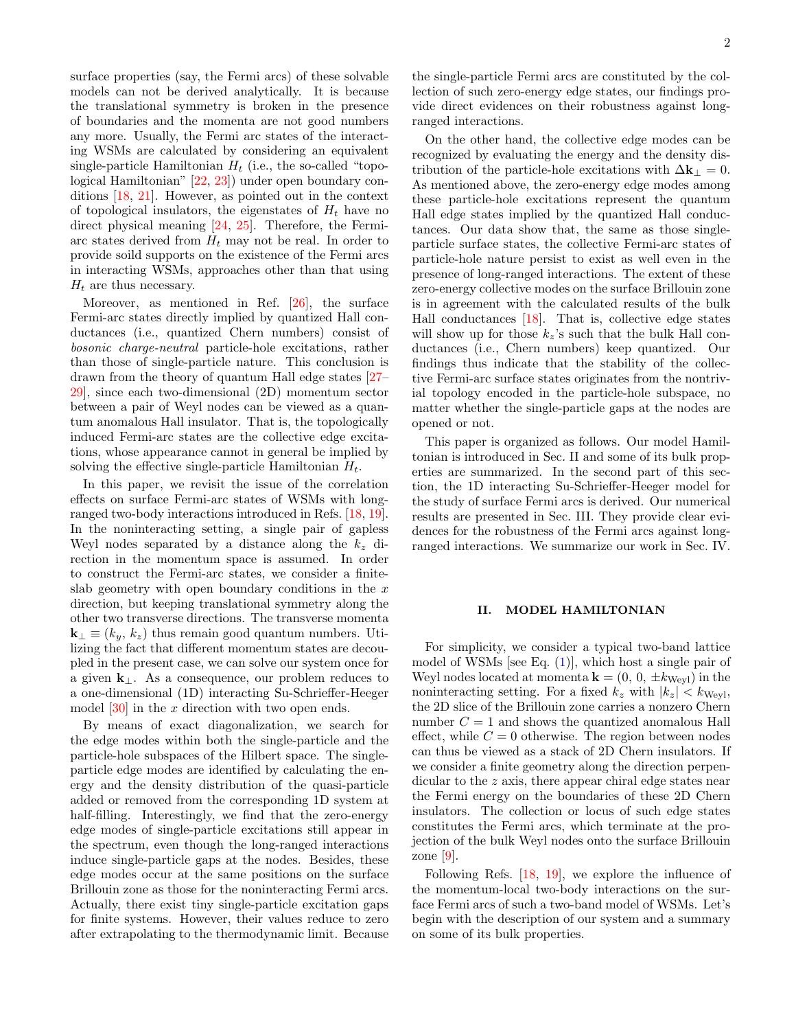surface properties (say, the Fermi arcs) of these solvable models can not be derived analytically. It is because the translational symmetry is broken in the presence of boundaries and the momenta are not good numbers any more. Usually, the Fermi arc states of the interacting WSMs are calculated by considering an equivalent single-particle Hamiltonian $H_t$ (i.e., the so-called "topological Hamiltonian" [22, 23]) under open boundary conditions [18, 21]. However, as pointed out in the context of topological insulators, the eigenstates of $H_t$ have no direct physical meaning [24, 25]. Therefore, the Fermi-arc states derived from $H_t$ may not be real. In order to provide soild supports on the existence of the Fermi arcs in interacting WSMs, approaches other than that using $H_t$ are thus necessary.

Moreover, as mentioned in Ref. [26], the surface Fermi-arc states directly implied by quantized Hall conductances (i.e., quantized Chern numbers) consist of *bosonic charge-neutral* particle-hole excitations, rather than those of single-particle nature. This conclusion is drawn from the theory of quantum Hall edge states [27–29], since each two-dimensional (2D) momentum sector between a pair of Weyl nodes can be viewed as a quantum anomalous Hall insulator. That is, the topologically induced Fermi-arc states are the collective edge excitations, whose appearance cannot in general be implied by solving the effective single-particle Hamiltonian $H_t$.

In this paper, we revisit the issue of the correlation effects on surface Fermi-arc states of WSMs with long-ranged two-body interactions introduced in Refs. [18, 19]. In the noninteracting setting, a single pair of gapless Weyl nodes separated by a distance along the $k_z$ direction in the momentum space is assumed. In order to construct the Fermi-arc states, we consider a finite-slab geometry with open boundary conditions in the $x$ direction, but keeping translational symmetry along the other two transverse directions. The transverse momenta $\mathbf{k}_\perp \equiv (k_y, k_z)$ thus remain good quantum numbers. Utilizing the fact that different momentum states are decoupled in the present case, we can solve our system once for a given $\mathbf{k}_\perp$. As a consequence, our problem reduces to a one-dimensional (1D) interacting Su-Schrieffer-Heeger model [30] in the $x$ direction with two open ends.

By means of exact diagonalization, we search for the edge modes within both the single-particle and the particle-hole subspaces of the Hilbert space. The single-particle edge modes are identified by calculating the energy and the density distribution of the quasi-particle added or removed from the corresponding 1D system at half-filling. Interestingly, we find that the zero-energy edge modes of single-particle excitations still appear in the spectrum, even though the long-ranged interactions induce single-particle gaps at the nodes. Besides, these edge modes occur at the same positions on the surface Brillouin zone as those for the noninteracting Fermi arcs. Actually, there exist tiny single-particle excitation gaps for finite systems. However, their values reduce to zero after extrapolating to the thermodynamic limit. Because the single-particle Fermi arcs are constituted by the collection of such zero-energy edge states, our findings provide direct evidences on their robustness against long-ranged interactions.

On the other hand, the collective edge modes can be recognized by evaluating the energy and the density distribution of the particle-hole excitations with $\Delta\mathbf{k}_\perp = 0$. As mentioned above, the zero-energy edge modes among these particle-hole excitations represent the quantum Hall edge states implied by the quantized Hall conductances. Our data show that, the same as those single-particle surface states, the collective Fermi-arc states of particle-hole nature persist to exist as well even in the presence of long-ranged interactions. The extent of these zero-energy collective modes on the surface Brillouin zone is in agreement with the calculated results of the bulk Hall conductances [18]. That is, collective edge states will show up for those $k_z$'s such that the bulk Hall conductances (i.e., Chern numbers) keep quantized. Our findings thus indicate that the stability of the collective Fermi-arc surface states originates from the nontrivial topology encoded in the particle-hole subspace, no matter whether the single-particle gaps at the nodes are opened or not.

This paper is organized as follows. Our model Hamiltonian is introduced in Sec. II and some of its bulk properties are summarized. In the second part of this section, the 1D interacting Su-Schrieffer-Heeger model for the study of surface Fermi arcs is derived. Our numerical results are presented in Sec. III. They provide clear evidences for the robustness of the Fermi arcs against long-ranged interactions. We summarize our work in Sec. IV.

## II. MODEL HAMILTONIAN

For simplicity, we consider a typical two-band lattice model of WSMs [see Eq. (1)], which host a single pair of Weyl nodes located at momenta $\mathbf{k} = (0,\, 0,\, \pm k_{\text{Weyl}})$ in the noninteracting setting. For a fixed $k_z$ with $|k_z| < k_{\text{Weyl}}$, the 2D slice of the Brillouin zone carries a nonzero Chern number $C = 1$ and shows the quantized anomalous Hall effect, while $C = 0$ otherwise. The region between nodes can thus be viewed as a stack of 2D Chern insulators. If we consider a finite geometry along the direction perpendicular to the $z$ axis, there appear chiral edge states near the Fermi energy on the boundaries of these 2D Chern insulators. The collection or locus of such edge states constitutes the Fermi arcs, which terminate at the projection of the bulk Weyl nodes onto the surface Brillouin zone [9].

Following Refs. [18, 19], we explore the influence of the momentum-local two-body interactions on the surface Fermi arcs of such a two-band model of WSMs. Let's begin with the description of our system and a summary on some of its bulk properties.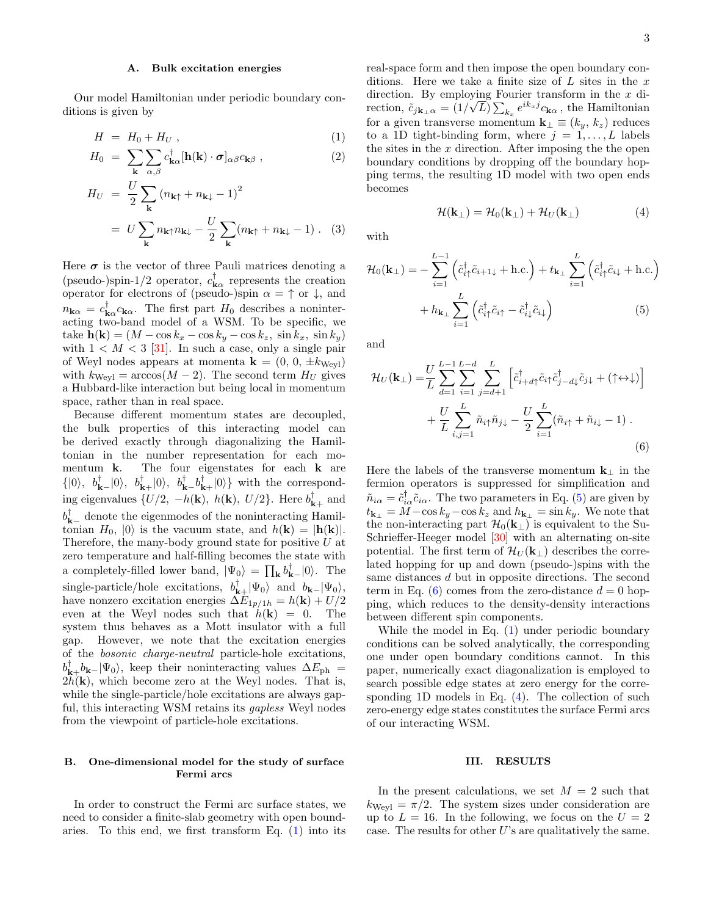### A. Bulk excitation energies

Our model Hamiltonian under periodic boundary conditions is given by

$$H = H_0 + H_U , \tag{1}$$

$$H_0 = \sum_{\mathbf{k}} \sum_{\alpha,\beta} c^{\dagger}_{\mathbf{k}\alpha} [\mathbf{h}(\mathbf{k}) \cdot \boldsymbol{\sigma}]_{\alpha\beta} c_{\mathbf{k}\beta} , \tag{2}$$

$$\begin{aligned} H_U &= \frac{U}{2} \sum_{\mathbf{k}} \left(n_{\mathbf{k}\uparrow} + n_{\mathbf{k}\downarrow} - 1\right)^2 \\ &= U \sum_{\mathbf{k}} n_{\mathbf{k}\uparrow} n_{\mathbf{k}\downarrow} - \frac{U}{2} \sum_{\mathbf{k}} (n_{\mathbf{k}\uparrow} + n_{\mathbf{k}\downarrow} - 1) . \end{aligned} \tag{3}$$

Here $\boldsymbol{\sigma}$ is the vector of three Pauli matrices denoting a (pseudo-)spin-1/2 operator, $c^{\dagger}_{\mathbf{k}\alpha}$ represents the creation operator for electrons of (pseudo-)spin $\alpha = \uparrow$ or $\downarrow$, and $n_{\mathbf{k}\alpha} = c^{\dagger}_{\mathbf{k}\alpha} c_{\mathbf{k}\alpha}$. The first part $H_0$ describes a noninteracting two-band model of a WSM. To be specific, we take $\mathbf{h}(\mathbf{k}) = (M - \cos k_x - \cos k_y - \cos k_z,\ \sin k_x,\ \sin k_y)$ with $1 < M < 3$ [31]. In such a case, only a single pair of Weyl nodes appears at momenta $\mathbf{k} = (0,\ 0,\ \pm k_{\mathrm{Weyl}})$ with $k_{\mathrm{Weyl}} = \arccos(M-2)$. The second term $H_U$ gives a Hubbard-like interaction but being local in momentum space, rather than in real space.

Because different momentum states are decoupled, the bulk properties of this interacting model can be derived exactly through diagonalizing the Hamiltonian in the number representation for each momentum $\mathbf{k}$. The four eigenstates for each $\mathbf{k}$ are $\{|0\rangle,\ b^{\dagger}_{\mathbf{k}-}|0\rangle,\ b^{\dagger}_{\mathbf{k}+}|0\rangle,\ b^{\dagger}_{\mathbf{k}-}b^{\dagger}_{\mathbf{k}+}|0\rangle\}$ with the corresponding eigenvalues $\{U/2,\ -h(\mathbf{k}),\ h(\mathbf{k}),\ U/2\}$. Here $b^{\dagger}_{\mathbf{k}+}$ and $b^{\dagger}_{\mathbf{k}-}$ denote the eigenmodes of the noninteracting Hamiltonian $H_0$, $|0\rangle$ is the vacuum state, and $h(\mathbf{k}) = |\mathbf{h}(\mathbf{k})|$. Therefore, the many-body ground state for positive $U$ at zero temperature and half-filling becomes the state with a completely-filled lower band, $|\Psi_0\rangle = \prod_{\mathbf{k}} b^{\dagger}_{\mathbf{k}-}|0\rangle$. The single-particle/hole excitations, $b^{\dagger}_{\mathbf{k}+}|\Psi_0\rangle$ and $b_{\mathbf{k}-}|\Psi_0\rangle$, have nonzero excitation energies $\Delta E_{1p/1h} = h(\mathbf{k}) + U/2$ even at the Weyl nodes such that $h(\mathbf{k}) = 0$. The system thus behaves as a Mott insulator with a full gap. However, we note that the excitation energies of the *bosonic charge-neutral* particle-hole excitations, $b^{\dagger}_{\mathbf{k}+}b_{\mathbf{k}-}|\Psi_0\rangle$, keep their noninteracting values $\Delta E_{\mathrm{ph}} = 2h(\mathbf{k})$, which become zero at the Weyl nodes. That is, while the single-particle/hole excitations are always gapful, this interacting WSM retains its *gapless* Weyl nodes from the viewpoint of particle-hole excitations.

### B. One-dimensional model for the study of surface Fermi arcs

In order to construct the Fermi arc surface states, we need to consider a finite-slab geometry with open boundaries. To this end, we first transform Eq. (1) into its real-space form and then impose the open boundary conditions. Here we take a finite size of $L$ sites in the $x$ direction. By employing Fourier transform in the $x$ direction, $\tilde{c}_{j\mathbf{k}_\perp\alpha} = (1/\sqrt{L}) \sum_{k_x} e^{ik_x j} c_{\mathbf{k}\alpha}$, the Hamiltonian for a given transverse momentum $\mathbf{k}_\perp \equiv (k_y,\ k_z)$ reduces to a 1D tight-binding form, where $j = 1, \ldots, L$ labels the sites in the $x$ direction. After imposing the the open boundary conditions by dropping off the boundary hopping terms, the resulting 1D model with two open ends becomes

$$\mathcal{H}(\mathbf{k}_\perp) = \mathcal{H}_0(\mathbf{k}_\perp) + \mathcal{H}_U(\mathbf{k}_\perp) \tag{4}$$

with

$$\begin{aligned} \mathcal{H}_0(\mathbf{k}_\perp) = &- \sum_{i=1}^{L-1} \left( \tilde{c}^{\dagger}_{i\uparrow} \tilde{c}_{i+1\downarrow} + \mathrm{h.c.} \right) + t_{\mathbf{k}_\perp} \sum_{i=1}^{L} \left( \tilde{c}^{\dagger}_{i\uparrow} \tilde{c}_{i\downarrow} + \mathrm{h.c.} \right) \\ &+ h_{\mathbf{k}_\perp} \sum_{i=1}^{L} \left( \tilde{c}^{\dagger}_{i\uparrow} \tilde{c}_{i\uparrow} - \tilde{c}^{\dagger}_{i\downarrow} \tilde{c}_{i\downarrow} \right) \end{aligned} \tag{5}$$

and

$$\begin{aligned} \mathcal{H}_U(\mathbf{k}_\perp) = &\frac{U}{L} \sum_{d=1}^{L-1} \sum_{i=1}^{L-d} \sum_{j=d+1}^{L} \left[ \tilde{c}^{\dagger}_{i+d\uparrow} \tilde{c}_{i\uparrow} \tilde{c}^{\dagger}_{j-d\downarrow} \tilde{c}_{j\downarrow} + (\uparrow \leftrightarrow \downarrow) \right] \\ &+ \frac{U}{L} \sum_{i,j=1}^{L} \tilde{n}_{i\uparrow} \tilde{n}_{j\downarrow} - \frac{U}{2} \sum_{i=1}^{L} (\tilde{n}_{i\uparrow} + \tilde{n}_{i\downarrow} - 1) . \end{aligned} \tag{6}$$

Here the labels of the transverse momentum $\mathbf{k}_\perp$ in the fermion operators is suppressed for simplification and $\tilde{n}_{i\alpha} = \tilde{c}^{\dagger}_{i\alpha} \tilde{c}_{i\alpha}$. The two parameters in Eq. (5) are given by $t_{\mathbf{k}_\perp} = M - \cos k_y - \cos k_z$ and $h_{\mathbf{k}_\perp} = \sin k_y$. We note that the non-interacting part $\mathcal{H}_0(\mathbf{k}_\perp)$ is equivalent to the Su-Schrieffer-Heeger model [30] with an alternating on-site potential. The first term of $\mathcal{H}_U(\mathbf{k}_\perp)$ describes the correlated hopping for up and down (pseudo-)spins with the same distances $d$ but in opposite directions. The second term in Eq. (6) comes from the zero-distance $d = 0$ hopping, which reduces to the density-density interactions between different spin components.

While the model in Eq. (1) under periodic boundary conditions can be solved analytically, the corresponding one under open boundary conditions cannot. In this paper, numerically exact diagonalization is employed to search possible edge states at zero energy for the corresponding 1D models in Eq. (4). The collection of such zero-energy edge states constitutes the surface Fermi arcs of our interacting WSM.

## III. RESULTS

In the present calculations, we set $M = 2$ such that $k_{\mathrm{Weyl}} = \pi/2$. The system sizes under consideration are up to $L = 16$. In the following, we focus on the $U = 2$ case. The results for other $U$'s are qualitatively the same.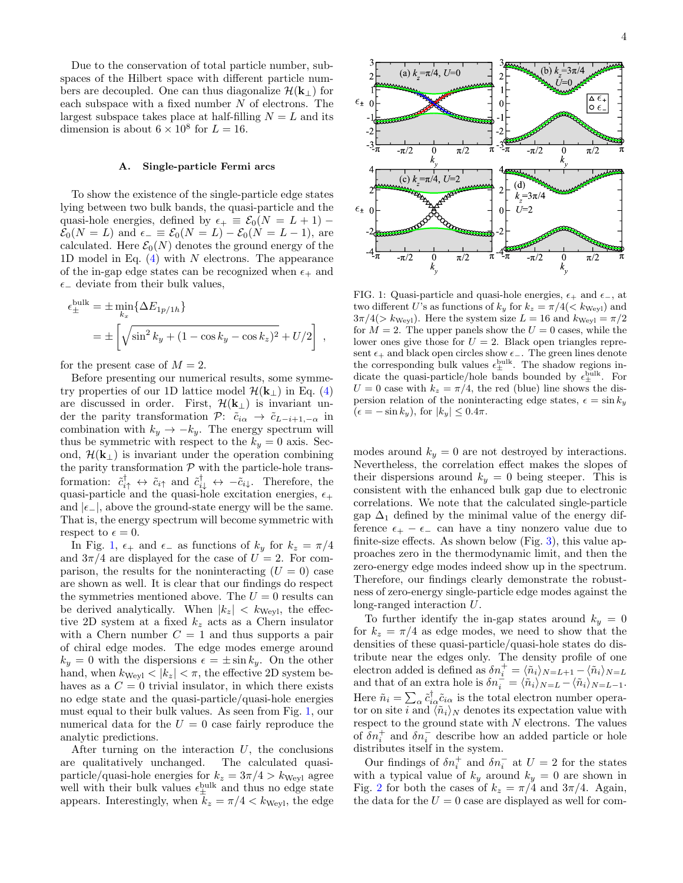Due to the conservation of total particle number, subspaces of the Hilbert space with different particle numbers are decoupled. One can thus diagonalize $\mathcal{H}(\mathbf{k}_\perp)$ for each subspace with a fixed number $N$ of electrons. The largest subspace takes place at half-filling $N = L$ and its dimension is about $6 \times 10^8$ for $L = 16$.

### A. Single-particle Fermi arcs

To show the existence of the single-particle edge states lying between two bulk bands, the quasi-particle and the quasi-hole energies, defined by $\epsilon_+ \equiv \mathcal{E}_0(N = L + 1) - \mathcal{E}_0(N = L)$ and $\epsilon_- \equiv \mathcal{E}_0(N = L) - \mathcal{E}_0(N = L - 1)$, are calculated. Here $\mathcal{E}_0(N)$ denotes the ground energy of the 1D model in Eq. (4) with $N$ electrons. The appearance of the in-gap edge states can be recognized when $\epsilon_+$ and $\epsilon_-$ deviate from their bulk values,

$$\epsilon_\pm^{\rm bulk} = \pm \min_{k_x}\{\Delta E_{1p/1h}\} = \pm\left[\sqrt{\sin^2 k_y + (1 - \cos k_y - \cos k_z)^2} + U/2\right] ,$$

for the present case of $M = 2$.

Before presenting our numerical results, some symmetry properties of our 1D lattice model $\mathcal{H}(\mathbf{k}_\perp)$ in Eq. (4) are discussed in order. First, $\mathcal{H}(\mathbf{k}_\perp)$ is invariant under the parity transformation $\mathcal{P}$: $\tilde{c}_{i\alpha} \to \tilde{c}_{L-i+1,-\alpha}$ in combination with $k_y \to -k_y$. The energy spectrum will thus be symmetric with respect to the $k_y = 0$ axis. Second, $\mathcal{H}(\mathbf{k}_\perp)$ is invariant under the operation combining the parity transformation $\mathcal{P}$ with the particle-hole transformation: $\tilde{c}_{i\uparrow}^\dagger \leftrightarrow \tilde{c}_{i\uparrow}$ and $\tilde{c}_{i\downarrow}^\dagger \leftrightarrow -\tilde{c}_{i\downarrow}$. Therefore, the quasi-particle and the quasi-hole excitation energies, $\epsilon_+$ and $|\epsilon_-|$, above the ground-state energy will be the same. That is, the energy spectrum will become symmetric with respect to $\epsilon = 0$.

In Fig. 1, $\epsilon_+$ and $\epsilon_-$ as functions of $k_y$ for $k_z = \pi/4$ and $3\pi/4$ are displayed for the case of $U = 2$. For comparison, the results for the noninteracting ($U = 0$) case are shown as well. It is clear that our findings do respect the symmetries mentioned above. The $U = 0$ results can be derived analytically. When $|k_z| < k_{\rm Weyl}$, the effective 2D system at a fixed $k_z$ acts as a Chern insulator with a Chern number $C = 1$ and thus supports a pair of chiral edge modes. The edge modes emerge around $k_y = 0$ with the dispersions $\epsilon = \pm \sin k_y$. On the other hand, when $k_{\rm Weyl} < |k_z| < \pi$, the effective 2D system behaves as a $C = 0$ trivial insulator, in which there exists no edge state and the quasi-particle/quasi-hole energies must equal to their bulk values. As seen from Fig. 1, our numerical data for the $U = 0$ case fairly reproduce the analytic predictions.

After turning on the interaction $U$, the conclusions are qualitatively unchanged. The calculated quasi-particle/quasi-hole energies for $k_z = 3\pi/4 > k_{\rm Weyl}$ agree well with their bulk values $\epsilon_\pm^{\rm bulk}$ and thus no edge state appears. Interestingly, when $k_z = \pi/4 < k_{\rm Weyl}$, the edge modes around $k_y = 0$ are not destroyed by interactions. Nevertheless, the correlation effect makes the slopes of their dispersions around $k_y = 0$ being steeper. This is consistent with the enhanced bulk gap due to electronic correlations. We note that the calculated single-particle gap $\Delta_1$ defined by the minimal value of the energy difference $\epsilon_+ - \epsilon_-$ can have a tiny nonzero value due to finite-size effects. As shown below (Fig. 3), this value approaches zero in the thermodynamic limit, and then the zero-energy edge modes indeed show up in the spectrum. Therefore, our findings clearly demonstrate the robustness of zero-energy single-particle edge modes against the long-ranged interaction $U$.

FIG. 1: Quasi-particle and quasi-hole energies, $\epsilon_+$ and $\epsilon_-$, at two different $U$'s as functions of $k_y$ for $k_z = \pi/4 (< k_{\rm Weyl})$ and $3\pi/4 (> k_{\rm Weyl})$. Here the system size $L = 16$ and $k_{\rm Weyl} = \pi/2$ for $M = 2$. The upper panels show the $U = 0$ cases, while the lower ones give those for $U = 2$. Black open triangles represent $\epsilon_+$ and black open circles show $\epsilon_-$. The green lines denote the corresponding bulk values $\epsilon_\pm^{\rm bulk}$. The shadow regions indicate the quasi-particle/hole bands bounded by $\epsilon_\pm^{\rm bulk}$. For $U = 0$ case with $k_z = \pi/4$, the red (blue) line shows the dispersion relation of the noninteracting edge states, $\epsilon = \sin k_y$ ($\epsilon = -\sin k_y$), for $|k_y| \le 0.4\pi$.

To further identify the in-gap states around $k_y = 0$ for $k_z = \pi/4$ as edge modes, we need to show that the densities of these quasi-particle/quasi-hole states do distribute near the edges only. The density profile of one electron added is defined as $\delta n_i^+ = \langle \tilde{n}_i \rangle_{N=L+1} - \langle \tilde{n}_i \rangle_{N=L}$ and that of an extra hole is $\delta n_i^- = \langle \tilde{n}_i \rangle_{N=L} - \langle \tilde{n}_i \rangle_{N=L-1}$. Here $\tilde{n}_i = \sum_\alpha \tilde{c}_{i\alpha}^\dagger \tilde{c}_{i\alpha}$ is the total electron number operator on site $i$ and $\langle \tilde{n}_i \rangle_N$ denotes its expectation value with respect to the ground state with $N$ electrons. The values of $\delta n_i^+$ and $\delta n_i^-$ describe how an added particle or hole distributes itself in the system.

Our findings of $\delta n_i^+$ and $\delta n_i^-$ at $U = 2$ for the states with a typical value of $k_y$ around $k_y = 0$ are shown in Fig. 2 for both the cases of $k_z = \pi/4$ and $3\pi/4$. Again, the data for the $U = 0$ case are displayed as well for com-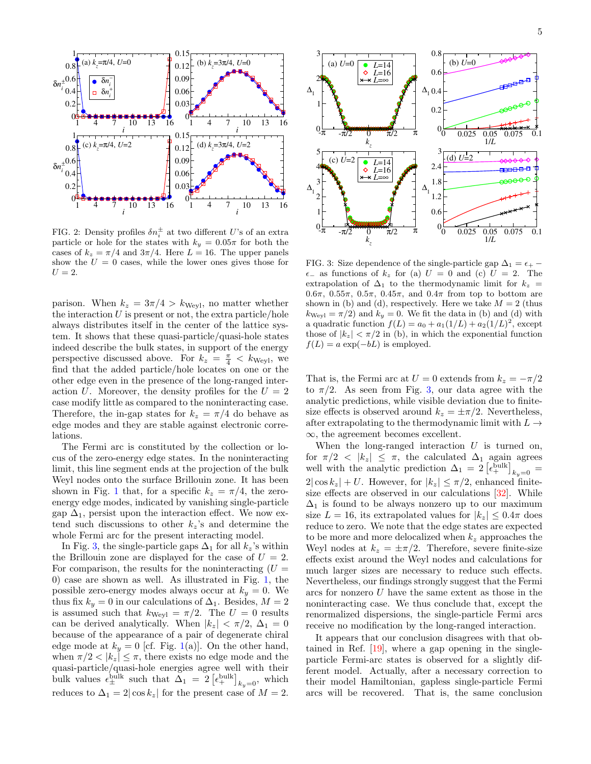FIG. 2: Density profiles $\delta n_i^{\pm}$ at two different $U$'s of an extra particle or hole for the states with $k_y = 0.05\pi$ for both the cases of $k_z = \pi/4$ and $3\pi/4$. Here $L = 16$. The upper panels show the $U = 0$ cases, while the lower ones gives those for $U = 2$.

parison. When $k_z = 3\pi/4 > k_{\rm Weyl}$, no matter whether the interaction $U$ is present or not, the extra particle/hole always distributes itself in the center of the lattice system. It shows that these quasi-particle/quasi-hole states indeed describe the bulk states, in support of the energy perspective discussed above. For $k_z = \frac{\pi}{4} < k_{\rm Weyl}$, we find that the added particle/hole locates on one or the other edge even in the presence of the long-ranged interaction $U$. Moreover, the density profiles for the $U = 2$ case modify little as compared to the noninteracting case. Therefore, the in-gap states for $k_z = \pi/4$ do behave as edge modes and they are stable against electronic correlations.

The Fermi arc is constituted by the collection or locus of the zero-energy edge states. In the noninteracting limit, this line segment ends at the projection of the bulk Weyl nodes onto the surface Brillouin zone. It has been shown in Fig. 1 that, for a specific $k_z = \pi/4$, the zero-energy edge modes, indicated by vanishing single-particle gap $\Delta_1$, persist upon the interaction effect. We now extend such discussions to other $k_z$'s and determine the whole Fermi arc for the present interacting model.

In Fig. 3, the single-particle gaps $\Delta_1$ for all $k_z$'s within the Brillouin zone are displayed for the case of $U = 2$. For comparison, the results for the noninteracting ($U = 0$) case are shown as well. As illustrated in Fig. 1, the possible zero-energy modes always occur at $k_y = 0$. We thus fix $k_y = 0$ in our calculations of $\Delta_1$. Besides, $M = 2$ is assumed such that $k_{\rm Weyl} = \pi/2$. The $U = 0$ results can be derived analytically. When $|k_z| < \pi/2$, $\Delta_1 = 0$ because of the appearance of a pair of degenerate chiral edge mode at $k_y = 0$ [cf. Fig. 1(a)]. On the other hand, when $\pi/2 < |k_z| \leq \pi$, there exists no edge mode and the quasi-particle/quasi-hole energies agree well with their bulk values $\epsilon_{\pm}^{\rm bulk}$ such that $\Delta_1 = 2\left[\epsilon_{+}^{\rm bulk}\right]_{k_y=0}$, which reduces to $\Delta_1 = 2|\cos k_z|$ for the present case of $M = 2$.

FIG. 3: Size dependence of the single-particle gap $\Delta_1 = \epsilon_+ - \epsilon_-$ as functions of $k_z$ for (a) $U = 0$ and (c) $U = 2$. The extrapolation of $\Delta_1$ to the thermodynamic limit for $k_z = 0.6\pi$, $0.55\pi$, $0.5\pi$, $0.45\pi$, and $0.4\pi$ from top to bottom are shown in (b) and (d), respectively. Here we take $M = 2$ (thus $k_{\rm Weyl} = \pi/2$) and $k_y = 0$. We fit the data in (b) and (d) with a quadratic function $f(L) = a_0 + a_1(1/L) + a_2(1/L)^2$, except those of $|k_z| < \pi/2$ in (b), in which the exponential function $f(L) = a\exp(-bL)$ is employed.

That is, the Fermi arc at $U = 0$ extends from $k_z = -\pi/2$ to $\pi/2$. As seen from Fig. 3, our data agree with the analytic predictions, while visible deviation due to finite-size effects is observed around $k_z = \pm\pi/2$. Nevertheless, after extrapolating to the thermodynamic limit with $L \to \infty$, the agreement becomes excellent.

When the long-ranged interaction $U$ is turned on, for $\pi/2 < |k_z| \leq \pi$, the calculated $\Delta_1$ again agrees well with the analytic prediction $\Delta_1 = 2\left[\epsilon_{+}^{\rm bulk}\right]_{k_y=0} = 2|\cos k_z| + U$. However, for $|k_z| \leq \pi/2$, enhanced finite-size effects are observed in our calculations [32]. While $\Delta_1$ is found to be always nonzero up to our maximum size $L = 16$, its extrapolated values for $|k_z| \leq 0.4\pi$ does reduce to zero. We note that the edge states are expected to be more and more delocalized when $k_z$ approaches the Weyl nodes at $k_z = \pm\pi/2$. Therefore, severe finite-size effects exist around the Weyl nodes and calculations for much larger sizes are necessary to reduce such effects. Nevertheless, our findings strongly suggest that the Fermi arcs for nonzero $U$ have the same extent as those in the noninteracting case. We thus conclude that, except the renormalized dispersions, the single-particle Fermi arcs receive no modification by the long-ranged interaction.

It appears that our conclusion disagrees with that obtained in Ref. [19], where a gap opening in the single-particle Fermi-arc states is observed for a slightly different model. Actually, after a necessary correction to their model Hamiltonian, gapless single-particle Fermi arcs will be recovered. That is, the same conclusion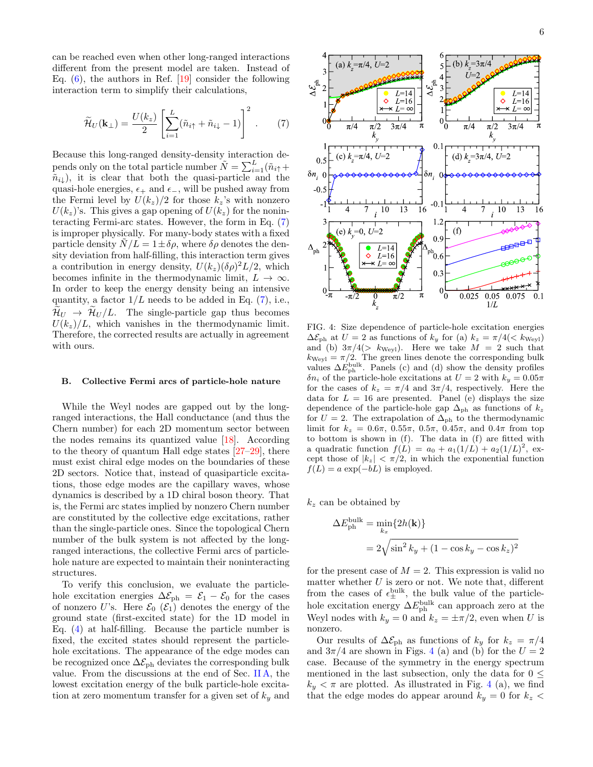can be reached even when other long-ranged interactions different from the present model are taken. Instead of Eq. (6), the authors in Ref. [19] consider the following interaction term to simplify their calculations,

$$\widetilde{\mathcal{H}}_U(\mathbf{k}_\perp) = \frac{U(k_z)}{2}\left[\sum_{i=1}^{L}(\tilde{n}_{i\uparrow}+\tilde{n}_{i\downarrow}-1)\right]^2. \qquad (7)$$

Because this long-ranged density-density interaction depends only on the total particle number $\tilde{N}=\sum_{i=1}^{L}(\tilde{n}_{i\uparrow}+\tilde{n}_{i\downarrow})$, it is clear that both the quasi-particle and the quasi-hole energies, $\epsilon_+$ and $\epsilon_-$, will be pushed away from the Fermi level by $U(k_z)/2$ for those $k_z$'s with nonzero $U(k_z)$'s. This gives a gap opening of $U(k_z)$ for the noninteracting Fermi-arc states. However, the form in Eq. (7) is improper physically. For many-body states with a fixed particle density $\tilde{N}/L = 1\pm\delta\rho$, where $\delta\rho$ denotes the density deviation from half-filling, this interaction term gives a contribution in energy density, $U(k_z)(\delta\rho)^2L/2$, which becomes infinite in the thermodynamic limit, $L\to\infty$. In order to keep the energy density being an intensive quantity, a factor $1/L$ needs to be added in Eq. (7), i.e., $\widetilde{\mathcal{H}}_U \to \widetilde{\mathcal{H}}_U/L$. The single-particle gap thus becomes $U(k_z)/L$, which vanishes in the thermodynamic limit. Therefore, the corrected results are actually in agreement with ours.

### B. Collective Fermi arcs of particle-hole nature

While the Weyl nodes are gapped out by the long-ranged interactions, the Hall conductance (and thus the Chern number) for each 2D momentum sector between the nodes remains its quantized value [18]. According to the theory of quantum Hall edge states [27–29], there must exist chiral edge modes on the boundaries of these 2D sectors. Notice that, instead of quasiparticle excitations, those edge modes are the capillary waves, whose dynamics is described by a 1D chiral boson theory. That is, the Fermi arc states implied by nonzero Chern number are constituted by the collective edge excitations, rather than the single-particle ones. Since the topological Chern number of the bulk system is not affected by the long-ranged interactions, the collective Fermi arcs of particle-hole nature are expected to maintain their noninteracting structures.

To verify this conclusion, we evaluate the particle-hole excitation energies $\Delta\mathcal{E}_{\rm ph}=\mathcal{E}_1-\mathcal{E}_0$ for the cases of nonzero $U$'s. Here $\mathcal{E}_0$ ($\mathcal{E}_1$) denotes the energy of the ground state (first-excited state) for the 1D model in Eq. (4) at half-filling. Because the particle number is fixed, the excited states should represent the particle-hole excitations. The appearance of the edge modes can be recognized once $\Delta\mathcal{E}_{\rm ph}$ deviates the corresponding bulk value. From the discussions at the end of Sec. II A, the lowest excitation energy of the bulk particle-hole excitation at zero momentum transfer for a given set of $k_y$ and $k_z$ can be obtained by

$$\Delta E^{\rm bulk}_{\rm ph} = \min_{k_x}\{2h(\mathbf{k})\} = 2\sqrt{\sin^2 k_y + (1-\cos k_y - \cos k_z)^2}$$

for the present case of $M=2$. This expression is valid no matter whether $U$ is zero or not. We note that, different from the cases of $\epsilon^{\rm bulk}_{\pm}$, the bulk value of the particle-hole excitation energy $\Delta E^{\rm bulk}_{\rm ph}$ can approach zero at the Weyl nodes with $k_y=0$ and $k_z=\pm\pi/2$, even when $U$ is nonzero.

FIG. 4: Size dependence of particle-hole excitation energies $\Delta\mathcal{E}_{\rm ph}$ at $U=2$ as functions of $k_y$ for (a) $k_z=\pi/4(<k_{\rm Weyl})$ and (b) $3\pi/4(>k_{\rm Weyl})$. Here we take $M=2$ such that $k_{\rm Weyl}=\pi/2$. The green lines denote the corresponding bulk values $\Delta E^{\rm bulk}_{\rm ph}$. Panels (c) and (d) show the density profiles $\delta n_i$ of the particle-hole excitations at $U=2$ with $k_y=0.05\pi$ for the cases of $k_z=\pi/4$ and $3\pi/4$, respectively. Here the data for $L=16$ are presented. Panel (e) displays the size dependence of the particle-hole gap $\Delta_{\rm ph}$ as functions of $k_z$ for $U=2$. The extrapolation of $\Delta_{\rm ph}$ to the thermodynamic limit for $k_z=0.6\pi$, $0.55\pi$, $0.5\pi$, $0.45\pi$, and $0.4\pi$ from top to bottom is shown in (f). The data in (f) are fitted with a quadratic function $f(L)=a_0+a_1(1/L)+a_2(1/L)^2$, except those of $|k_z|<\pi/2$, in which the exponential function $f(L)=a\exp(-bL)$ is employed.

Our results of $\Delta\mathcal{E}_{\rm ph}$ as functions of $k_y$ for $k_z=\pi/4$ and $3\pi/4$ are shown in Figs. 4 (a) and (b) for the $U=2$ case. Because of the symmetry in the energy spectrum mentioned in the last subsection, only the data for $0\le k_y<\pi$ are plotted. As illustrated in Fig. 4 (a), we find that the edge modes do appear around $k_y=0$ for $k_z<$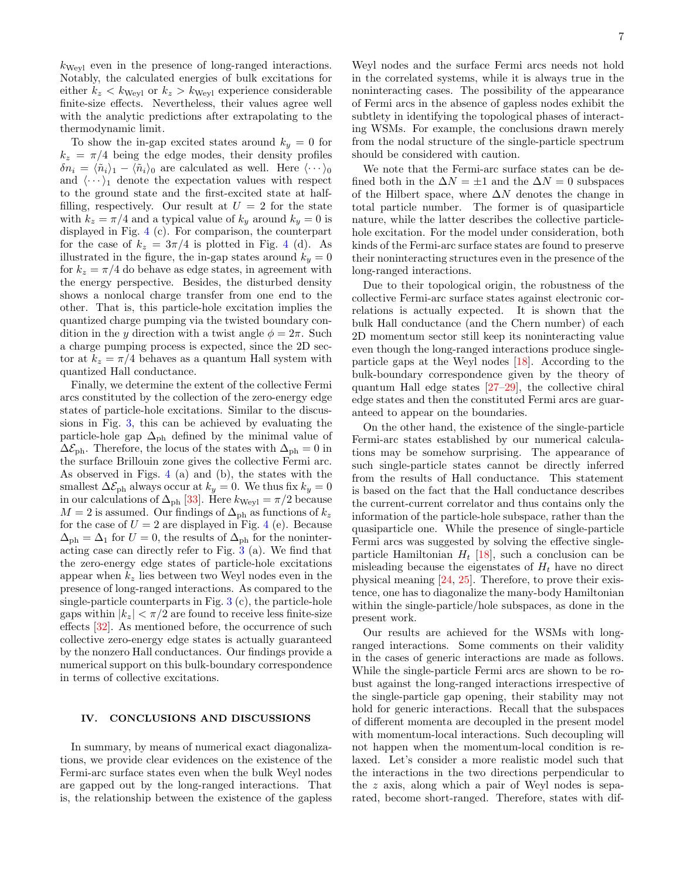$k_{\rm Weyl}$ even in the presence of long-ranged interactions. Notably, the calculated energies of bulk excitations for either $k_z < k_{\rm Weyl}$ or $k_z > k_{\rm Weyl}$ experience considerable finite-size effects. Nevertheless, their values agree well with the analytic predictions after extrapolating to the thermodynamic limit.

To show the in-gap excited states around $k_y = 0$ for $k_z = \pi/4$ being the edge modes, their density profiles $\delta n_i = \langle \tilde{n}_i \rangle_1 - \langle \tilde{n}_i \rangle_0$ are calculated as well. Here $\langle \cdots \rangle_0$ and $\langle \cdots \rangle_1$ denote the expectation values with respect to the ground state and the first-excited state at half-filling, respectively. Our result at $U = 2$ for the state with $k_z = \pi/4$ and a typical value of $k_y$ around $k_y = 0$ is displayed in Fig. 4 (c). For comparison, the counterpart for the case of $k_z = 3\pi/4$ is plotted in Fig. 4 (d). As illustrated in the figure, the in-gap states around $k_y = 0$ for $k_z = \pi/4$ do behave as edge states, in agreement with the energy perspective. Besides, the disturbed density shows a nonlocal charge transfer from one end to the other. That is, this particle-hole excitation implies the quantized charge pumping via the twisted boundary condition in the $y$ direction with a twist angle $\phi = 2\pi$. Such a charge pumping process is expected, since the 2D sector at $k_z = \pi/4$ behaves as a quantum Hall system with quantized Hall conductance.

Finally, we determine the extent of the collective Fermi arcs constituted by the collection of the zero-energy edge states of particle-hole excitations. Similar to the discussions in Fig. 3, this can be achieved by evaluating the particle-hole gap $\Delta_{\rm ph}$ defined by the minimal value of $\Delta\mathcal{E}_{\rm ph}$. Therefore, the locus of the states with $\Delta_{\rm ph} = 0$ in the surface Brillouin zone gives the collective Fermi arc. As observed in Figs. 4 (a) and (b), the states with the smallest $\Delta\mathcal{E}_{\rm ph}$ always occur at $k_y = 0$. We thus fix $k_y = 0$ in our calculations of $\Delta_{\rm ph}$ [33]. Here $k_{\rm Weyl} = \pi/2$ because $M = 2$ is assumed. Our findings of $\Delta_{\rm ph}$ as functions of $k_z$ for the case of $U = 2$ are displayed in Fig. 4 (e). Because $\Delta_{\rm ph} = \Delta_1$ for $U = 0$, the results of $\Delta_{\rm ph}$ for the noninteracting case can directly refer to Fig. 3 (a). We find that the zero-energy edge states of particle-hole excitations appear when $k_z$ lies between two Weyl nodes even in the presence of long-ranged interactions. As compared to the single-particle counterparts in Fig. 3 (c), the particle-hole gaps within $|k_z| < \pi/2$ are found to receive less finite-size effects [32]. As mentioned before, the occurrence of such collective zero-energy edge states is actually guaranteed by the nonzero Hall conductances. Our findings provide a numerical support on this bulk-boundary correspondence in terms of collective excitations.

## IV. CONCLUSIONS AND DISCUSSIONS

In summary, by means of numerical exact diagonalizations, we provide clear evidences on the existence of the Fermi-arc surface states even when the bulk Weyl nodes are gapped out by the long-ranged interactions. That is, the relationship between the existence of the gapless Weyl nodes and the surface Fermi arcs needs not hold in the correlated systems, while it is always true in the noninteracting cases. The possibility of the appearance of Fermi arcs in the absence of gapless nodes exhibit the subtlety in identifying the topological phases of interacting WSMs. For example, the conclusions drawn merely from the nodal structure of the single-particle spectrum should be considered with caution.

We note that the Fermi-arc surface states can be defined both in the $\Delta N = \pm 1$ and the $\Delta N = 0$ subspaces of the Hilbert space, where $\Delta N$ denotes the change in total particle number. The former is of quasiparticle nature, while the latter describes the collective particle-hole excitation. For the model under consideration, both kinds of the Fermi-arc surface states are found to preserve their noninteracting structures even in the presence of the long-ranged interactions.

Due to their topological origin, the robustness of the collective Fermi-arc surface states against electronic correlations is actually expected. It is shown that the bulk Hall conductance (and the Chern number) of each 2D momentum sector still keep its noninteracting value even though the long-ranged interactions produce single-particle gaps at the Weyl nodes [18]. According to the bulk-boundary correspondence given by the theory of quantum Hall edge states [27–29], the collective chiral edge states and then the constituted Fermi arcs are guaranteed to appear on the boundaries.

On the other hand, the existence of the single-particle Fermi-arc states established by our numerical calculations may be somehow surprising. The appearance of such single-particle states cannot be directly inferred from the results of Hall conductance. This statement is based on the fact that the Hall conductance describes the current-current correlator and thus contains only the information of the particle-hole subspace, rather than the quasiparticle one. While the presence of single-particle Fermi arcs was suggested by solving the effective single-particle Hamiltonian $H_t$ [18], such a conclusion can be misleading because the eigenstates of $H_t$ have no direct physical meaning [24, 25]. Therefore, to prove their existence, one has to diagonalize the many-body Hamiltonian within the single-particle/hole subspaces, as done in the present work.

Our results are achieved for the WSMs with long-ranged interactions. Some comments on their validity in the cases of generic interactions are made as follows. While the single-particle Fermi arcs are shown to be robust against the long-ranged interactions irrespective of the single-particle gap opening, their stability may not hold for generic interactions. Recall that the subspaces of different momenta are decoupled in the present model with momentum-local interactions. Such decoupling will not happen when the momentum-local condition is relaxed. Let's consider a more realistic model such that the interactions in the two directions perpendicular to the $z$ axis, along which a pair of Weyl nodes is separated, become short-ranged. Therefore, states with dif-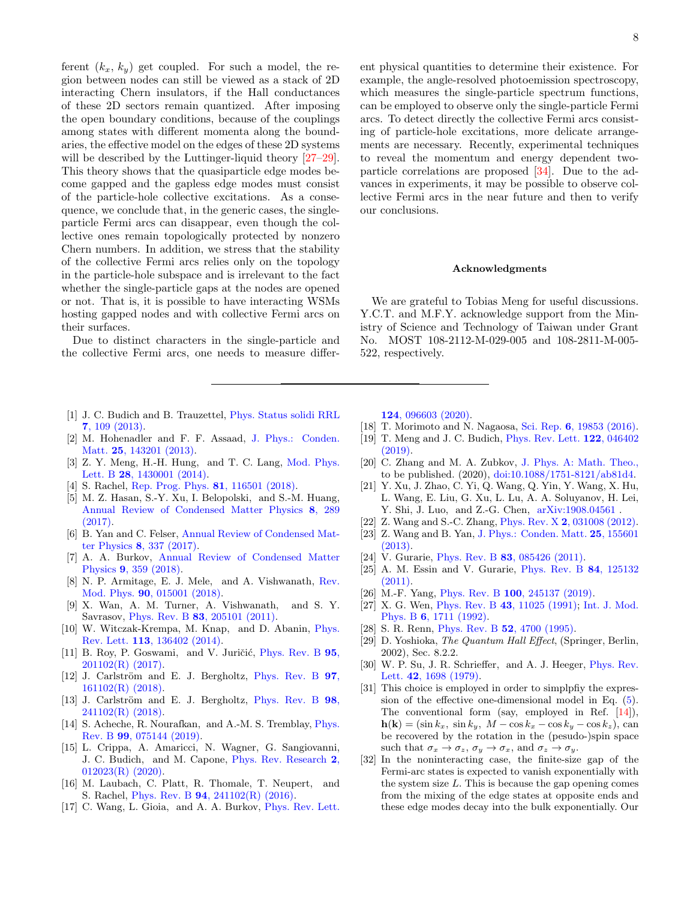ferent ($k_x$, $k_y$) get coupled. For such a model, the region between nodes can still be viewed as a stack of 2D interacting Chern insulators, if the Hall conductances of these 2D sectors remain quantized. After imposing the open boundary conditions, because of the couplings among states with different momenta along the boundaries, the effective model on the edges of these 2D systems will be described by the Luttinger-liquid theory [27–29]. This theory shows that the quasiparticle edge modes become gapped and the gapless edge modes must consist of the particle-hole collective excitations. As a consequence, we conclude that, in the generic cases, the single-particle Fermi arcs can disappear, even though the collective ones remain topologically protected by nonzero Chern numbers. In addition, we stress that the stability of the collective Fermi arcs relies only on the topology in the particle-hole subspace and is irrelevant to the fact whether the single-particle gaps at the nodes are opened or not. That is, it is possible to have interacting WSMs hosting gapped nodes and with collective Fermi arcs on their surfaces.

Due to distinct characters in the single-particle and the collective Fermi arcs, one needs to measure different physical quantities to determine their existence. For example, the angle-resolved photoemission spectroscopy, which measures the single-particle spectrum functions, can be employed to observe only the single-particle Fermi arcs. To detect directly the collective Fermi arcs consisting of particle-hole excitations, more delicate arrangements are necessary. Recently, experimental techniques to reveal the momentum and energy dependent two-particle correlations are proposed [34]. Due to the advances in experiments, it may be possible to observe collective Fermi arcs in the near future and then to verify our conclusions.

### Acknowledgments

We are grateful to Tobias Meng for useful discussions. Y.C.T. and M.F.Y. acknowledge support from the Ministry of Science and Technology of Taiwan under Grant No. MOST 108-2112-M-029-005 and 108-2811-M-005-522, respectively.

---

[1] J. C. Budich and B. Trauzettel, Phys. Status solidi RRL **7**, 109 (2013).

[2] M. Hohenadler and F. F. Assaad, J. Phys.: Conden. Matt. **25**, 143201 (2013).

[3] Z. Y. Meng, H.-H. Hung, and T. C. Lang, Mod. Phys. Lett. B **28**, 1430001 (2014).

[4] S. Rachel, Rep. Prog. Phys. **81**, 116501 (2018).

[5] M. Z. Hasan, S.-Y. Xu, I. Belopolski, and S.-M. Huang, Annual Review of Condensed Matter Physics **8**, 289 (2017).

[6] B. Yan and C. Felser, Annual Review of Condensed Matter Physics **8**, 337 (2017).

[7] A. A. Burkov, Annual Review of Condensed Matter Physics **9**, 359 (2018).

[8] N. P. Armitage, E. J. Mele, and A. Vishwanath, Rev. Mod. Phys. **90**, 015001 (2018).

[9] X. Wan, A. M. Turner, A. Vishwanath, and S. Y. Savrasov, Phys. Rev. B **83**, 205101 (2011).

[10] W. Witczak-Krempa, M. Knap, and D. Abanin, Phys. Rev. Lett. **113**, 136402 (2014).

[11] B. Roy, P. Goswami, and V. Juričić, Phys. Rev. B **95**, 201102(R) (2017).

[12] J. Carlström and E. J. Bergholtz, Phys. Rev. B **97**, 161102(R) (2018).

[13] J. Carlström and E. J. Bergholtz, Phys. Rev. B **98**, 241102(R) (2018).

[14] S. Acheche, R. Nourafkan, and A.-M. S. Tremblay, Phys. Rev. B **99**, 075144 (2019).

[15] L. Crippa, A. Amaricci, N. Wagner, G. Sangiovanni, J. C. Budich, and M. Capone, Phys. Rev. Research **2**, 012023(R) (2020).

[16] M. Laubach, C. Platt, R. Thomale, T. Neupert, and S. Rachel, Phys. Rev. B **94**, 241102(R) (2016).

[17] C. Wang, L. Gioia, and A. A. Burkov, Phys. Rev. Lett. **124**, 096603 (2020).

[18] T. Morimoto and N. Nagaosa, Sci. Rep. **6**, 19853 (2016).

[19] T. Meng and J. C. Budich, Phys. Rev. Lett. **122**, 046402 (2019).

[20] C. Zhang and M. A. Zubkov, J. Phys. A: Math. Theo., to be published. (2020), doi:10.1088/1751-8121/ab81d4.

[21] Y. Xu, J. Zhao, C. Yi, Q. Wang, Q. Yin, Y. Wang, X. Hu, L. Wang, E. Liu, G. Xu, L. Lu, A. A. Soluyanov, H. Lei, Y. Shi, J. Luo, and Z.-G. Chen, arXiv:1908.04561 .

[22] Z. Wang and S.-C. Zhang, Phys. Rev. X **2**, 031008 (2012).

[23] Z. Wang and B. Yan, J. Phys.: Conden. Matt. **25**, 155601 (2013).

[24] V. Gurarie, Phys. Rev. B **83**, 085426 (2011).

[25] A. M. Essin and V. Gurarie, Phys. Rev. B **84**, 125132 (2011).

[26] M.-F. Yang, Phys. Rev. B **100**, 245137 (2019).

[27] X. G. Wen, Phys. Rev. B **43**, 11025 (1991); Int. J. Mod. Phys. B **6**, 1711 (1992).

[28] S. R. Renn, Phys. Rev. B **52**, 4700 (1995).

[29] D. Yoshioka, *The Quantum Hall Effect*, (Springer, Berlin, 2002), Sec. 8.2.2.

[30] W. P. Su, J. R. Schrieffer, and A. J. Heeger, Phys. Rev. Lett. **42**, 1698 (1979).

[31] This choice is employed in order to simplpfiy the expression of the effective one-dimensional model in Eq. (5). The conventional form (say, employed in Ref. [14]), $\mathbf{h}(\mathbf{k}) = (\sin k_x,\ \sin k_y,\ M - \cos k_x - \cos k_y - \cos k_z)$, can be recovered by the rotation in the (pesudo-)spin space such that $\sigma_x \to \sigma_z$, $\sigma_y \to \sigma_x$, and $\sigma_z \to \sigma_y$.

[32] In the noninteracting case, the finite-size gap of the Fermi-arc states is expected to vanish exponentially with the system size $L$. This is because the gap opening comes from the mixing of the edge states at opposite ends and these edge modes decay into the bulk exponentially. Our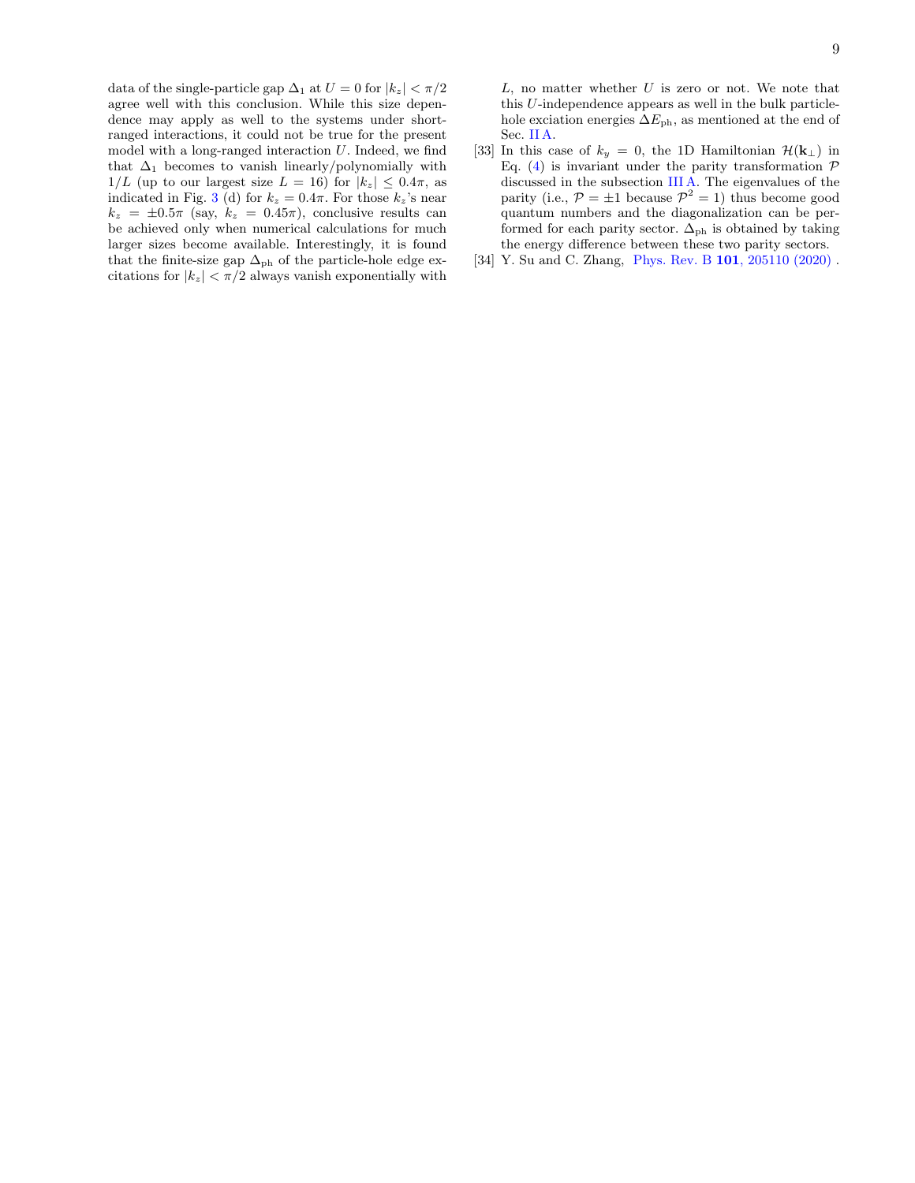data of the single-particle gap $\Delta_1$ at $U = 0$ for $|k_z| < \pi/2$ agree well with this conclusion. While this size dependence may apply as well to the systems under short-ranged interactions, it could not be true for the present model with a long-ranged interaction $U$. Indeed, we find that $\Delta_1$ becomes to vanish linearly/polynomially with $1/L$ (up to our largest size $L = 16$) for $|k_z| \leq 0.4\pi$, as indicated in Fig. 3 (d) for $k_z = 0.4\pi$. For those $k_z$'s near $k_z = \pm 0.5\pi$ (say, $k_z = 0.45\pi$), conclusive results can be achieved only when numerical calculations for much larger sizes become available. Interestingly, it is found that the finite-size gap $\Delta_{\rm ph}$ of the particle-hole edge excitations for $|k_z| < \pi/2$ always vanish exponentially with $L$, no matter whether $U$ is zero or not. We note that this $U$-independence appears as well in the bulk particle-hole exciation energies $\Delta E_{\rm ph}$, as mentioned at the end of Sec. II A.

[33] In this case of $k_y = 0$, the 1D Hamiltonian $\mathcal{H}(\mathbf{k}_\perp)$ in Eq. (4) is invariant under the parity transformation $\mathcal{P}$ discussed in the subsection III A. The eigenvalues of the parity (i.e., $\mathcal{P} = \pm 1$ because $\mathcal{P}^2 = 1$) thus become good quantum numbers and the diagonalization can be performed for each parity sector. $\Delta_{\rm ph}$ is obtained by taking the energy difference between these two parity sectors.

[34] Y. Su and C. Zhang, Phys. Rev. B **101**, 205110 (2020) .